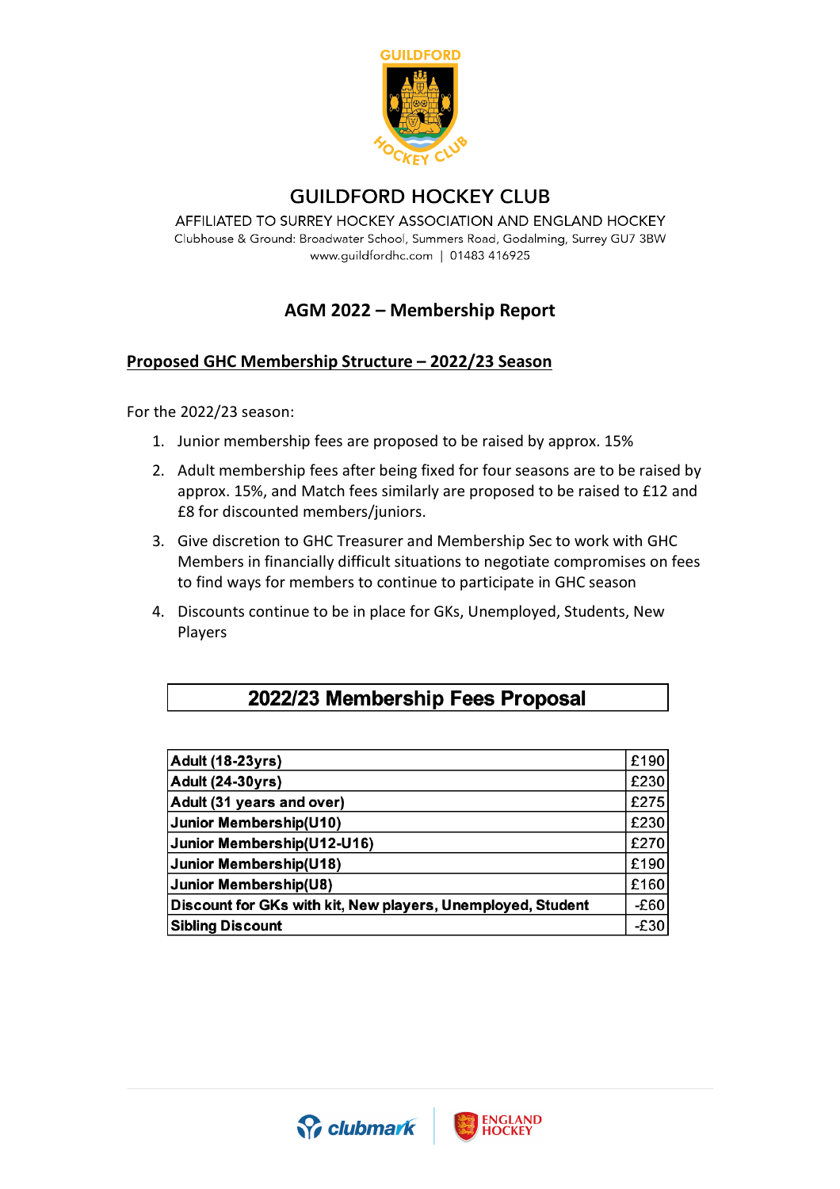# GUILDFORD HOCKEY CLUB

AFFILIATED TO SURREY HOCKEY ASSOCIATION AND ENGLAND HOCKEY

Clubhouse & Ground: Broadwater School, Summers Road, Godalming, Surrey GU7 3BW

www.guildfordhc.com | 01483 416925

## AGM 2022 – Membership Report

### Proposed GHC Membership Structure – 2022/23 Season

For the 2022/23 season:

1. Junior membership fees are proposed to be raised by approx. 15%
2. Adult membership fees after being fixed for four seasons are to be raised by approx. 15%, and Match fees similarly are proposed to be raised to £12 and £8 for discounted members/juniors.
3. Give discretion to GHC Treasurer and Membership Sec to work with GHC Members in financially difficult situations to negotiate compromises on fees to find ways for members to continue to participate in GHC season
4. Discounts continue to be in place for GKs, Unemployed, Students, New Players

### 2022/23 Membership Fees Proposal

| | |
|---|---|
| **Adult (18-23yrs)** | £190 |
| **Adult (24-30yrs)** | £230 |
| **Adult (31 years and over)** | £275 |
| **Junior Membership(U10)** | £230 |
| **Junior Membership(U12-U16)** | £270 |
| **Junior Membership(U18)** | £190 |
| **Junior Membership(U8)** | £160 |
| **Discount for GKs with kit, New players, Unemployed, Student** | -£60 |
| **Sibling Discount** | -£30 |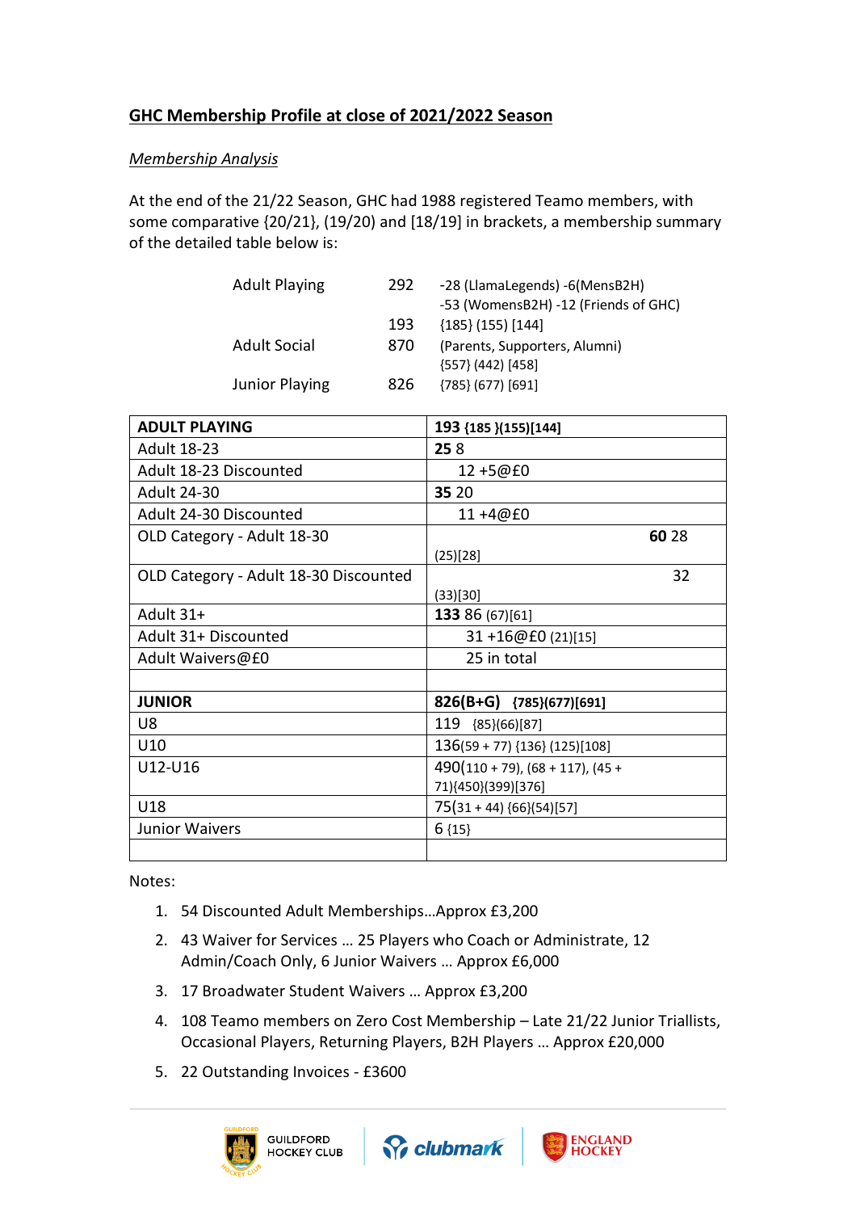## GHC Membership Profile at close of 2021/2022 Season

*Membership Analysis*

At the end of the 21/22 Season, GHC had 1988 registered Teamo members, with some comparative {20/21}, (19/20) and [18/19] in brackets, a membership summary of the detailed table below is:

| | | |
|---|---|---|
| Adult Playing | 292 | -28 (LlamaLegends) -6(MensB2H) -53 (WomensB2H) -12 (Friends of GHC) |
| | 193 | {185} (155) [144] |
| Adult Social | 870 | (Parents, Supporters, Alumni) {557} (442) [458] |
| Junior Playing | 826 | {785} (677) [691] |

| **ADULT PLAYING** | **193** **{185 }(155)[144]** |
|---|---|
| Adult 18-23 | **25** 8 |
| Adult 18-23 Discounted | 12 +5@£0 |
| Adult 24-30 | **35** 20 |
| Adult 24-30 Discounted | 11 +4@£0 |
| OLD Category - Adult 18-30 | **60** 28 (25)[28] |
| OLD Category - Adult 18-30 Discounted | 32 (33)[30] |
| Adult 31+ | **133** 86 (67)[61] |
| Adult 31+ Discounted | 31 +16@£0 (21)[15] |
| Adult Waivers@£0 | 25 in total |
| | |
| **JUNIOR** | **826(B+G)** **{785}(677)[691]** |
| U8 | 119 {85}(66)[87] |
| U10 | 136(59 + 77) {136} (125)[108] |
| U12-U16 | 490(110 + 79), (68 + 117), (45 + 71){450}(399)[376] |
| U18 | 75(31 + 44) {66}(54)[57] |
| Junior Waivers | 6 {15} |
| | |

Notes:

1. 54 Discounted Adult Memberships…Approx £3,200
2. 43 Waiver for Services … 25 Players who Coach or Administrate, 12 Admin/Coach Only, 6 Junior Waivers … Approx £6,000
3. 17 Broadwater Student Waivers … Approx £3,200
4. 108 Teamo members on Zero Cost Membership – Late 21/22 Junior Triallists, Occasional Players, Returning Players, B2H Players … Approx £20,000
5. 22 Outstanding Invoices - £3600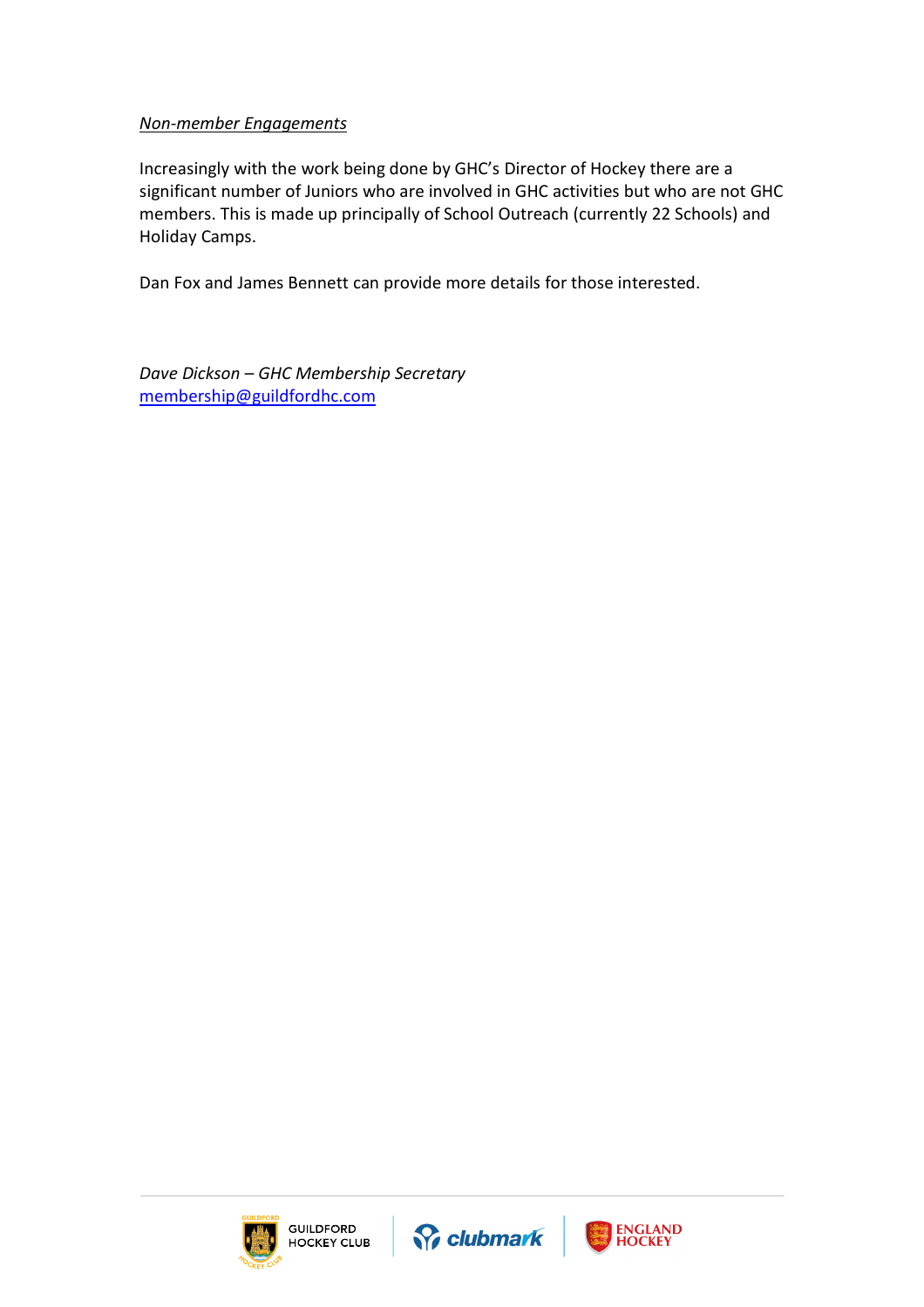*Non-member Engagements*

Increasingly with the work being done by GHC's Director of Hockey there are a significant number of Juniors who are involved in GHC activities but who are not GHC members. This is made up principally of School Outreach (currently 22 Schools) and Holiday Camps.

Dan Fox and James Bennett can provide more details for those interested.

*Dave Dickson – GHC Membership Secretary*
membership@guildfordhc.com